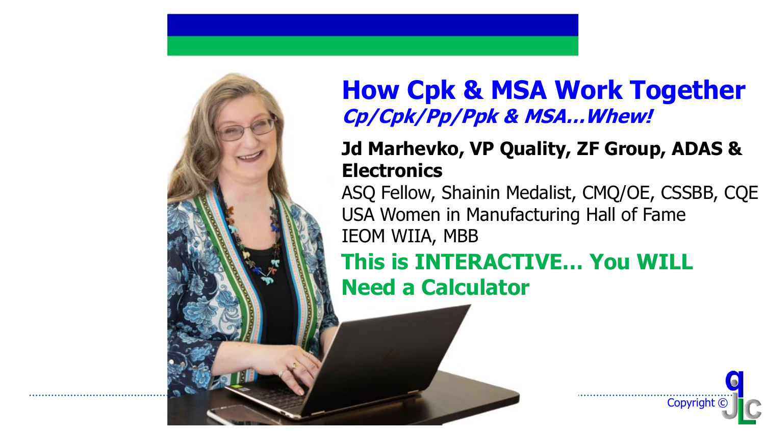# How Cpk & MSA Work Together

***Cp/Cpk/Pp/Ppk & MSA…Whew!***

**Jd Marhevko, VP Quality, ZF Group, ADAS & Electronics**

ASQ Fellow, Shainin Medalist, CMQ/OE, CSSBB, CQE

USA Women in Manufacturing Hall of Fame

IEOM WIIA, MBB

**This is INTERACTIVE… You WILL Need a Calculator**

Copyright ©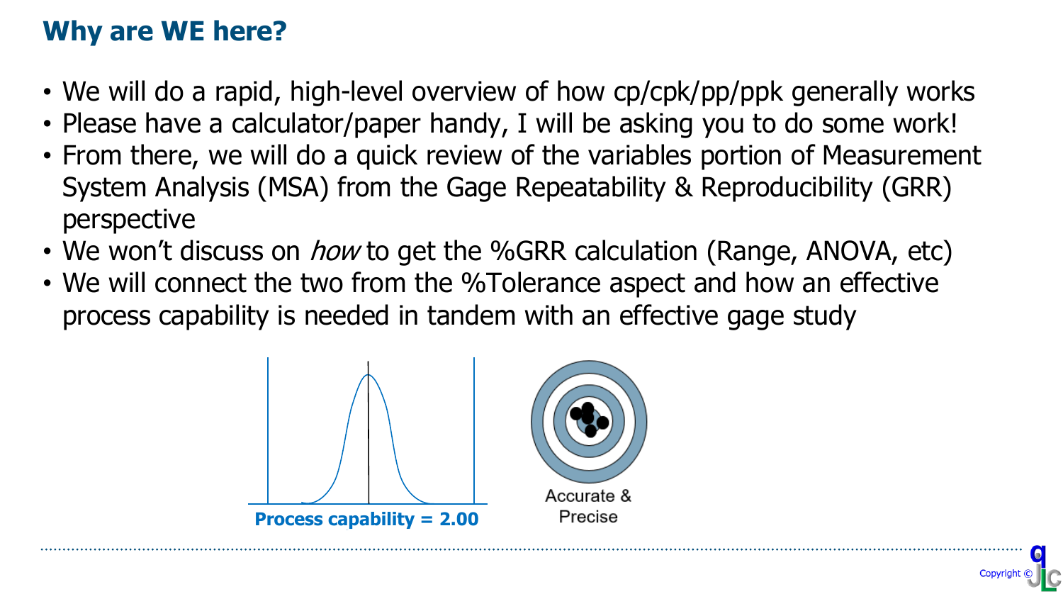## Why are WE here?

- We will do a rapid, high-level overview of how cp/cpk/pp/ppk generally works
- Please have a calculator/paper handy, I will be asking you to do some work!
- From there, we will do a quick review of the variables portion of Measurement System Analysis (MSA) from the Gage Repeatability & Reproducibility (GRR) perspective
- We won't discuss on *how* to get the %GRR calculation (Range, ANOVA, etc)
- We will connect the two from the %Tolerance aspect and how an effective process capability is needed in tandem with an effective gage study

**Process capability = 2.00**

Accurate & Precise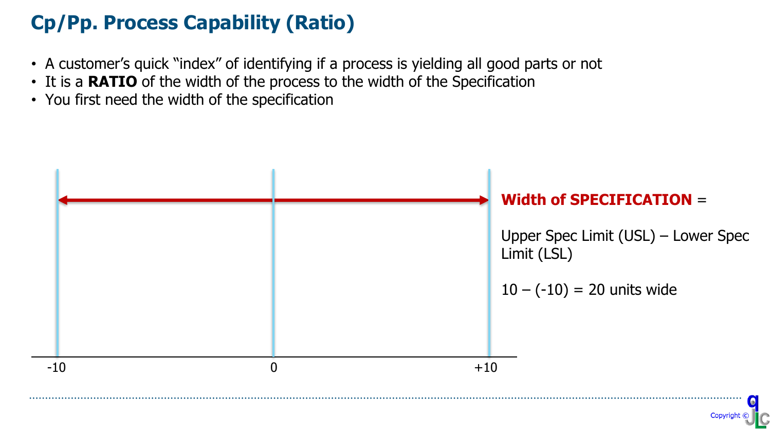# Cp/Pp. Process Capability (Ratio)

- A customer's quick "index" of identifying if a process is yielding all good parts or not
- It is a **RATIO** of the width of the process to the width of the Specification
- You first need the width of the specification

-10 0 +10

**Width of SPECIFICATION** =

Upper Spec Limit (USL) – Lower Spec Limit (LSL)

10 – (-10) = 20 units wide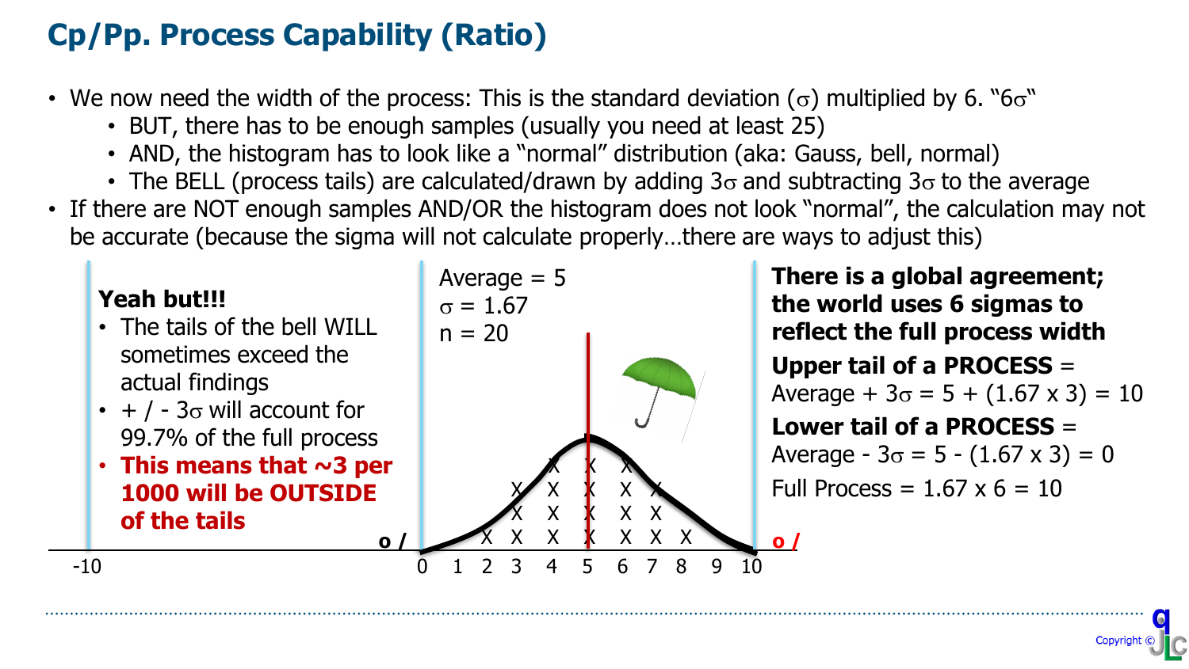# Cp/Pp. Process Capability (Ratio)

- We now need the width of the process: This is the standard deviation ($\sigma$) multiplied by 6. "$6\sigma$"
  - BUT, there has to be enough samples (usually you need at least 25)
  - AND, the histogram has to look like a "normal" distribution (aka: Gauss, bell, normal)
  - The BELL (process tails) are calculated/drawn by adding $3\sigma$ and subtracting $3\sigma$ to the average
- If there are NOT enough samples AND/OR the histogram does not look "normal", the calculation may not be accurate (because the sigma will not calculate properly…there are ways to adjust this)

**Yeah but!!!**

- The tails of the bell WILL sometimes exceed the actual findings
- + / - $3\sigma$ will account for 99.7% of the full process
- **This means that ~3 per 1000 will be OUTSIDE of the tails**

Average = 5
$\sigma$ = 1.67
n = 20

**There is a global agreement; the world uses 6 sigmas to reflect the full process width**

**Upper tail of a PROCESS** =
Average + $3\sigma$ = 5 + (1.67 x 3) = 10

**Lower tail of a PROCESS** =
Average - $3\sigma$ = 5 - (1.67 x 3) = 0

Full Process = 1.67 x 6 = 10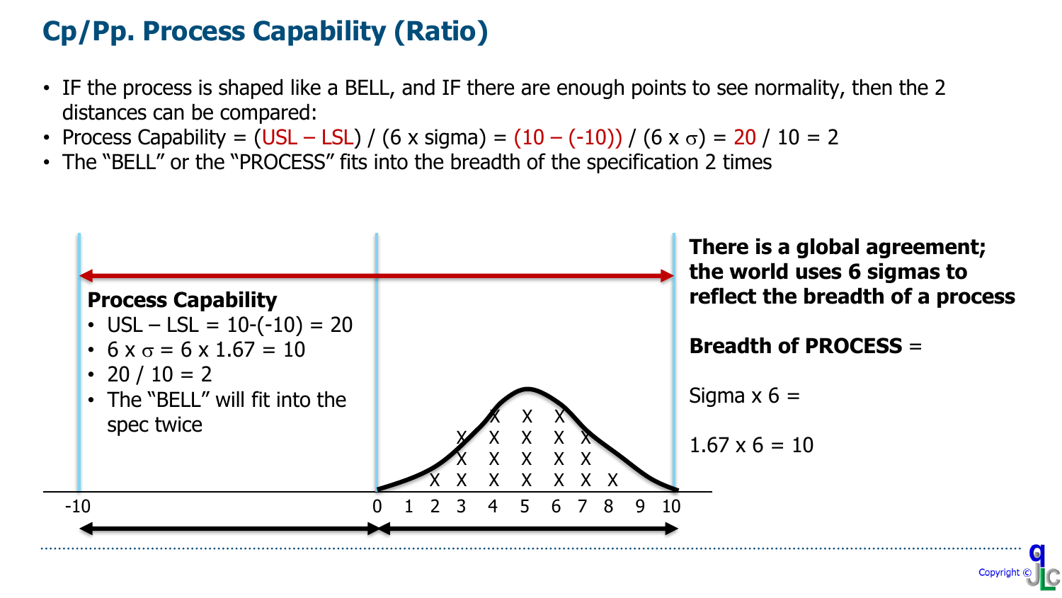# Cp/Pp. Process Capability (Ratio)

- IF the process is shaped like a BELL, and IF there are enough points to see normality, then the 2 distances can be compared:
- Process Capability = (USL – LSL) / (6 x sigma) = (10 – (-10)) / (6 x $\sigma$) = 20 / 10 = 2
- The "BELL" or the "PROCESS" fits into the breadth of the specification 2 times

**Process Capability**

- USL – LSL = 10-(-10) = 20
- 6 x $\sigma$ = 6 x 1.67 = 10
- 20 / 10 = 2
- The "BELL" will fit into the spec twice

**There is a global agreement; the world uses 6 sigmas to reflect the breadth of a process**

**Breadth of PROCESS** =

Sigma x 6 =

1.67 x 6 = 10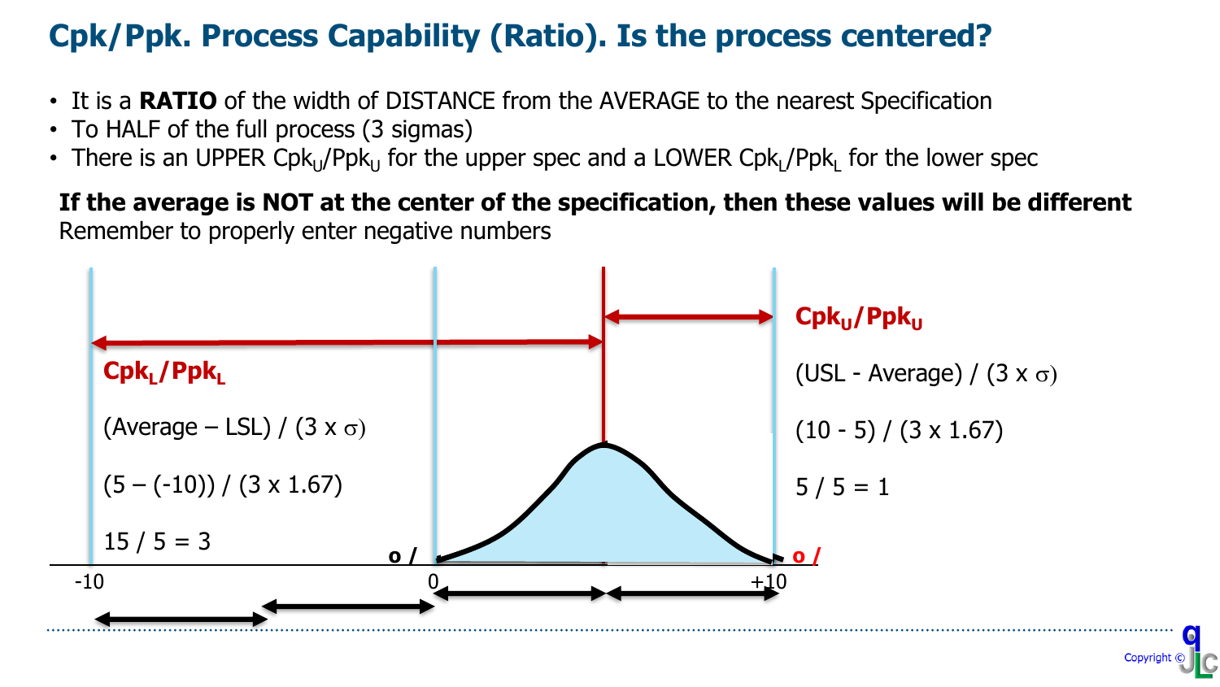# Cpk/Ppk. Process Capability (Ratio). Is the process centered?

- It is a **RATIO** of the width of DISTANCE from the AVERAGE to the nearest Specification
- To HALF of the full process (3 sigmas)
- There is an UPPER $Cpk_U/Ppk_U$ for the upper spec and a LOWER $Cpk_L/Ppk_L$ for the lower spec

**If the average is NOT at the center of the specification, then these values will be different**

Remember to properly enter negative numbers

**$Cpk_L/Ppk_L$**

(Average – LSL) / (3 x $\sigma$)

(5 – (-10)) / (3 x 1.67)

15 / 5 = 3

**$Cpk_U/Ppk_U$**

(USL - Average) / (3 x $\sigma$)

(10 - 5) / (3 x 1.67)

5 / 5 = 1

o / &nbsp;&nbsp;&nbsp; o /

-10 &nbsp;&nbsp;&nbsp; 0 &nbsp;&nbsp;&nbsp; +10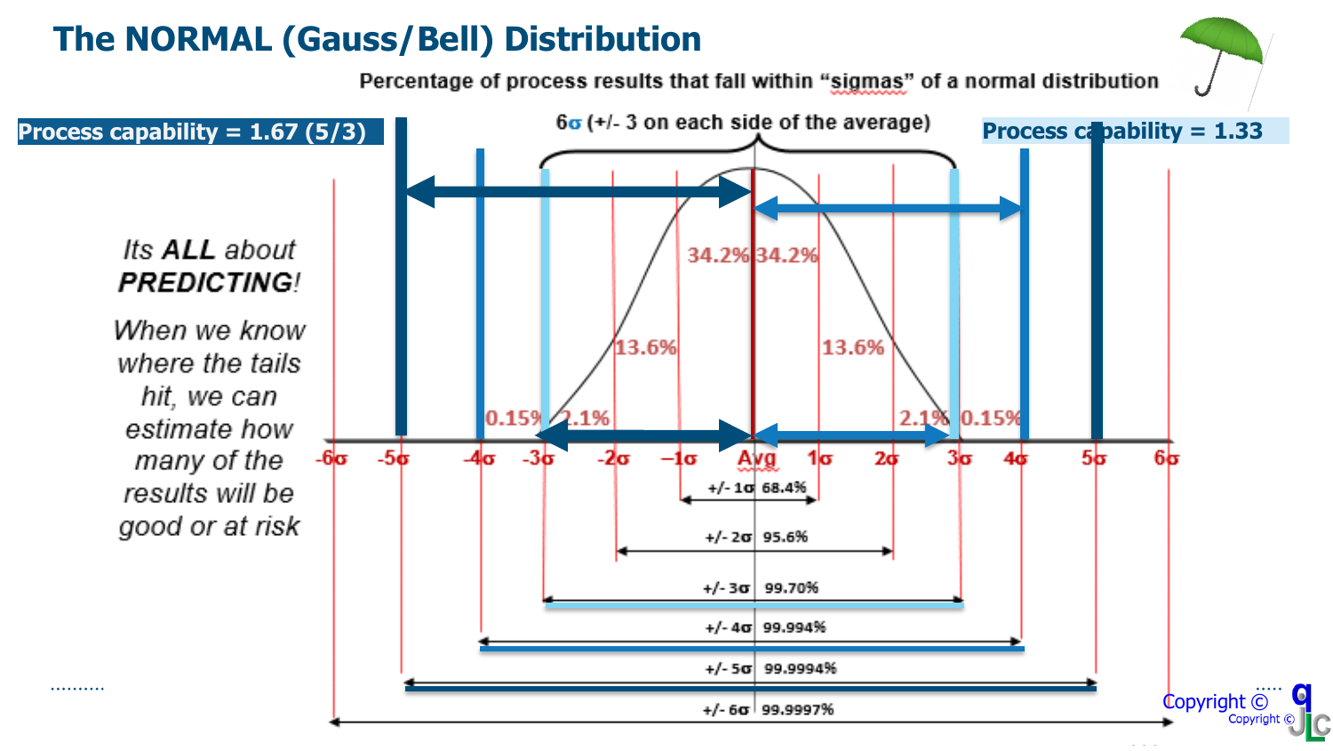# The NORMAL (Gauss/Bell) Distribution

Percentage of process results that fall within "sigmas" of a normal distribution

**Process capability = 1.67 (5/3)**

**Process capability = 1.33**

6σ (+/- 3 on each side of the average)

*Its **ALL** about **PREDICTING**!*

*When we know where the tails hit, we can estimate how many of the results will be good or at risk*

34.2% 34.2%

13.6% 13.6%

0.15% 2.1% 2.1% 0.15%

-6σ -5σ -4σ -3σ -2σ −1σ Avg 1σ 2σ 3σ 4σ 5σ 6σ

| Range | Percentage |
|---|---|
| +/- 1σ | 68.4% |
| +/- 2σ | 95.6% |
| +/- 3σ | 99.70% |
| +/- 4σ | 99.994% |
| +/- 5σ | 99.9994% |
| +/- 6σ | 99.9997% |

Copyright ©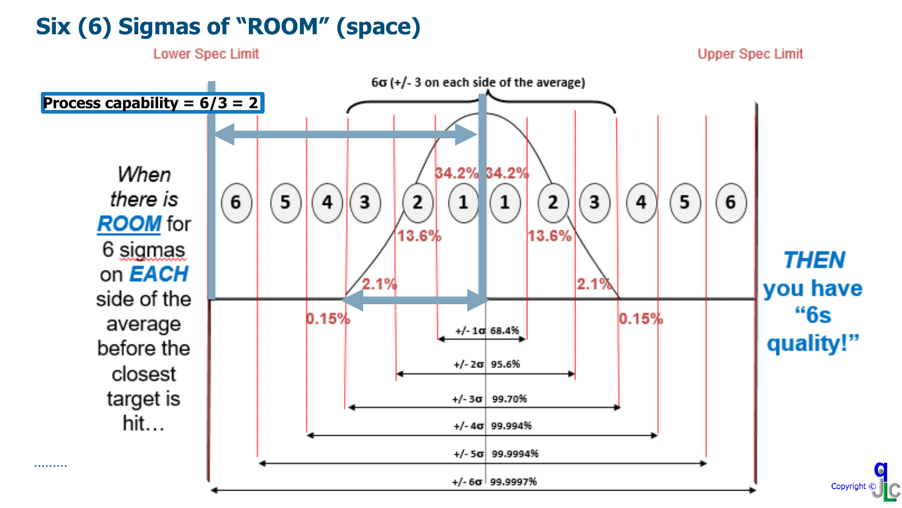# Six (6) Sigmas of "ROOM" (space)

Lower Spec Limit

Upper Spec Limit

**Process capability = 6/3 = 2**

$6\sigma$ (+/- 3 on each side of the average)

When there is ***ROOM*** for 6 sigmas on ***EACH*** side of the average before the closest target is hit…

6 5 4 3 2 1 1 2 3 4 5 6

34.2% 34.2%

13.6% 13.6%

2.1% 2.1%

0.15% 0.15%

+/- $1\sigma$ 68.4%

+/- $2\sigma$ 95.6%

+/- $3\sigma$ 99.70%

+/- $4\sigma$ 99.994%

+/- $5\sigma$ 99.9994%

+/- $6\sigma$ 99.9997%

***THEN* you have "6s quality!"**

………

Copyright ©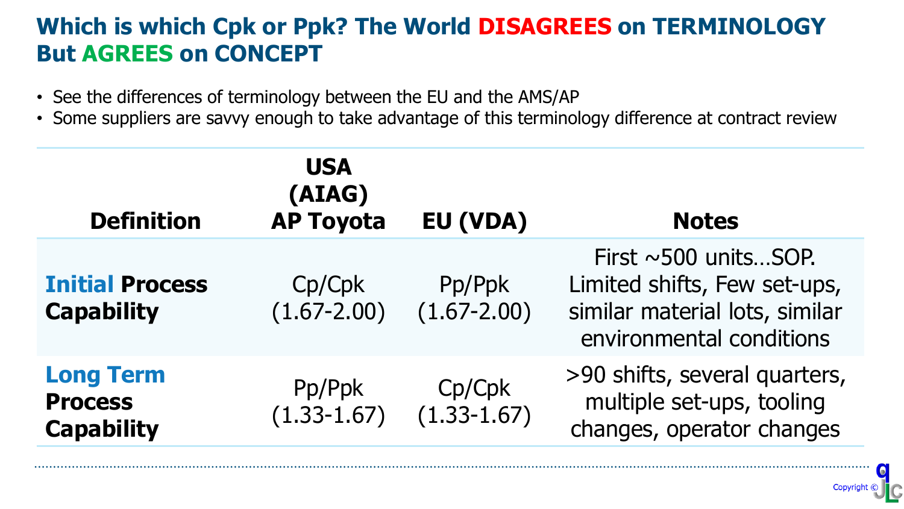# Which is which Cpk or Ppk? The World DISAGREES on TERMINOLOGY But AGREES on CONCEPT

- See the differences of terminology between the EU and the AMS/AP
- Some suppliers are savvy enough to take advantage of this terminology difference at contract review

| Definition | USA (AIAG) AP Toyota | EU (VDA) | Notes |
|---|---|---|---|
| **Initial Process Capability** | Cp/Cpk (1.67-2.00) | Pp/Ppk (1.67-2.00) | First ~500 units…SOP. Limited shifts, Few set-ups, similar material lots, similar environmental conditions |
| **Long Term Process Capability** | Pp/Ppk (1.33-1.67) | Cp/Cpk (1.33-1.67) | >90 shifts, several quarters, multiple set-ups, tooling changes, operator changes |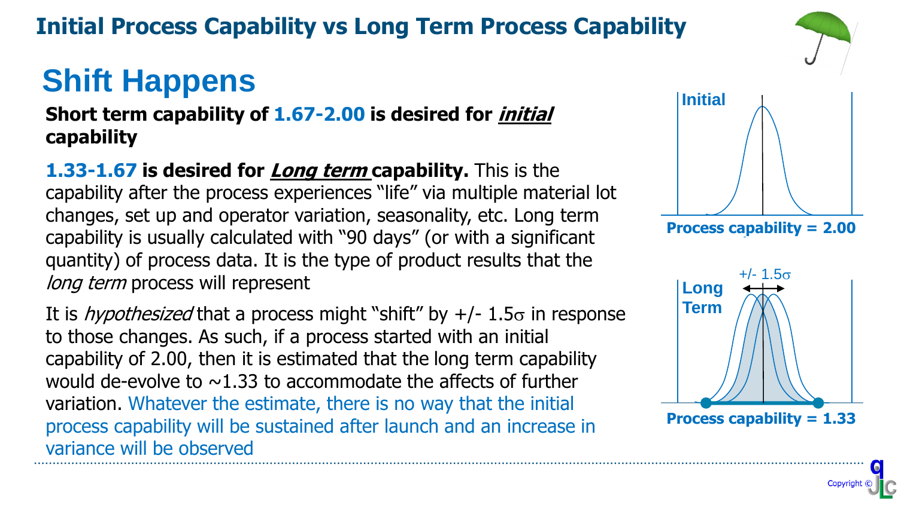# Initial Process Capability vs Long Term Process Capability

## Shift Happens

**Short term capability of 1.67-2.00 is desired for *initial* capability**

**1.33-1.67 is desired for *Long term* capability.** This is the capability after the process experiences "life" via multiple material lot changes, set up and operator variation, seasonality, etc. Long term capability is usually calculated with "90 days" (or with a significant quantity) of process data. It is the type of product results that the *long term* process will represent

It is *hypothesized* that a process might "shift" by +/- 1.5$\sigma$ in response to those changes. As such, if a process started with an initial capability of 2.00, then it is estimated that the long term capability would de-evolve to ~1.33 to accommodate the affects of further variation. Whatever the estimate, there is no way that the initial process capability will be sustained after launch and an increase in variance will be observed

Initial

Process capability = 2.00

Long Term

+/- 1.5$\sigma$

Process capability = 1.33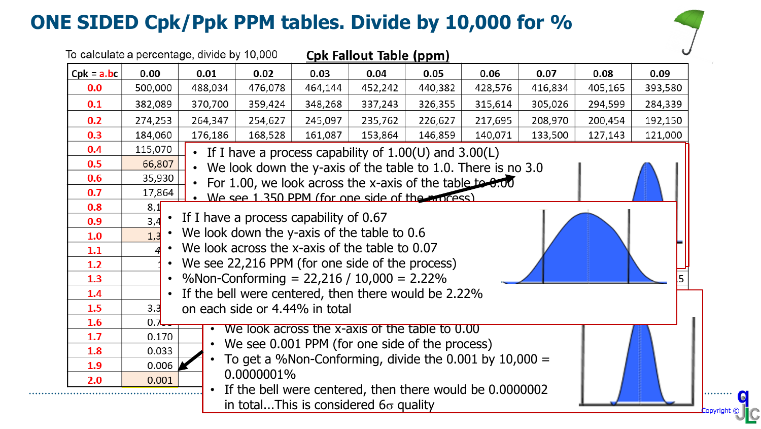# ONE SIDED Cpk/Ppk PPM tables. Divide by 10,000 for %

To calculate a percentage, divide by 10,000

## Cpk Fallout Table (ppm)

| Cpk = a.bc | 0.00 | 0.01 | 0.02 | 0.03 | 0.04 | 0.05 | 0.06 | 0.07 | 0.08 | 0.09 |
|---|---|---|---|---|---|---|---|---|---|---|
| 0.0 | 500,000 | 488,034 | 476,078 | 464,144 | 452,242 | 440,382 | 428,576 | 416,834 | 405,165 | 393,580 |
| 0.1 | 382,089 | 370,700 | 359,424 | 348,268 | 337,243 | 326,355 | 315,614 | 305,026 | 294,599 | 284,339 |
| 0.2 | 274,253 | 264,347 | 254,627 | 245,097 | 235,762 | 226,627 | 217,695 | 208,970 | 200,454 | 192,150 |
| 0.3 | 184,060 | 176,186 | 168,528 | 161,087 | 153,864 | 146,859 | 140,071 | 133,500 | 127,143 | 121,000 |
| 0.4 | 115,070 | | | | | | | | | |
| 0.5 | 66,807 | | | | | | | | | |
| 0.6 | 35,930 | | | | | | | | | |
| 0.7 | 17,864 | | | | | | | | | |
| 0.8 | 8,1 | | | | | | | | | |
| 0.9 | 3,4 | | | | | | | | | |
| 1.0 | 1,3 | | | | | | | | | |
| 1.1 | 4 | | | | | | | | | |
| 1.2 | 1 | | | | | | | | | |
| 1.3 | | | | | | | | | | 5 |
| 1.4 | | | | | | | | | | |
| 1.5 | 3.3 | | | | | | | | | |
| 1.6 | 0.7 | | | | | | | | | |
| 1.7 | 0.170 | | | | | | | | | |
| 1.8 | 0.033 | | | | | | | | | |
| 1.9 | 0.006 | | | | | | | | | |
| 2.0 | 0.001 | | | | | | | | | |

- If I have a process capability of 1.00(U) and 3.00(L)
- We look down the y-axis of the table to 1.0. There is no 3.0
- For 1.00, we look across the x-axis of the table to 0.00
- We see 1,350 PPM (for one side of the process)

---

- If I have a process capability of 0.67
- We look down the y-axis of the table to 0.6
- We look across the x-axis of the table to 0.07
- We see 22,216 PPM (for one side of the process)
- %Non-Conforming = 22,216 / 10,000 = 2.22%
- If the bell were centered, then there would be 2.22% on each side or 4.44% in total

---

- We look across the x-axis of the table to 0.00
- We see 0.001 PPM (for one side of the process)
- To get a %Non-Conforming, divide the 0.001 by 10,000 = 0.0000001%
- If the bell were centered, then there would be 0.0000002 in total...This is considered $6\sigma$ quality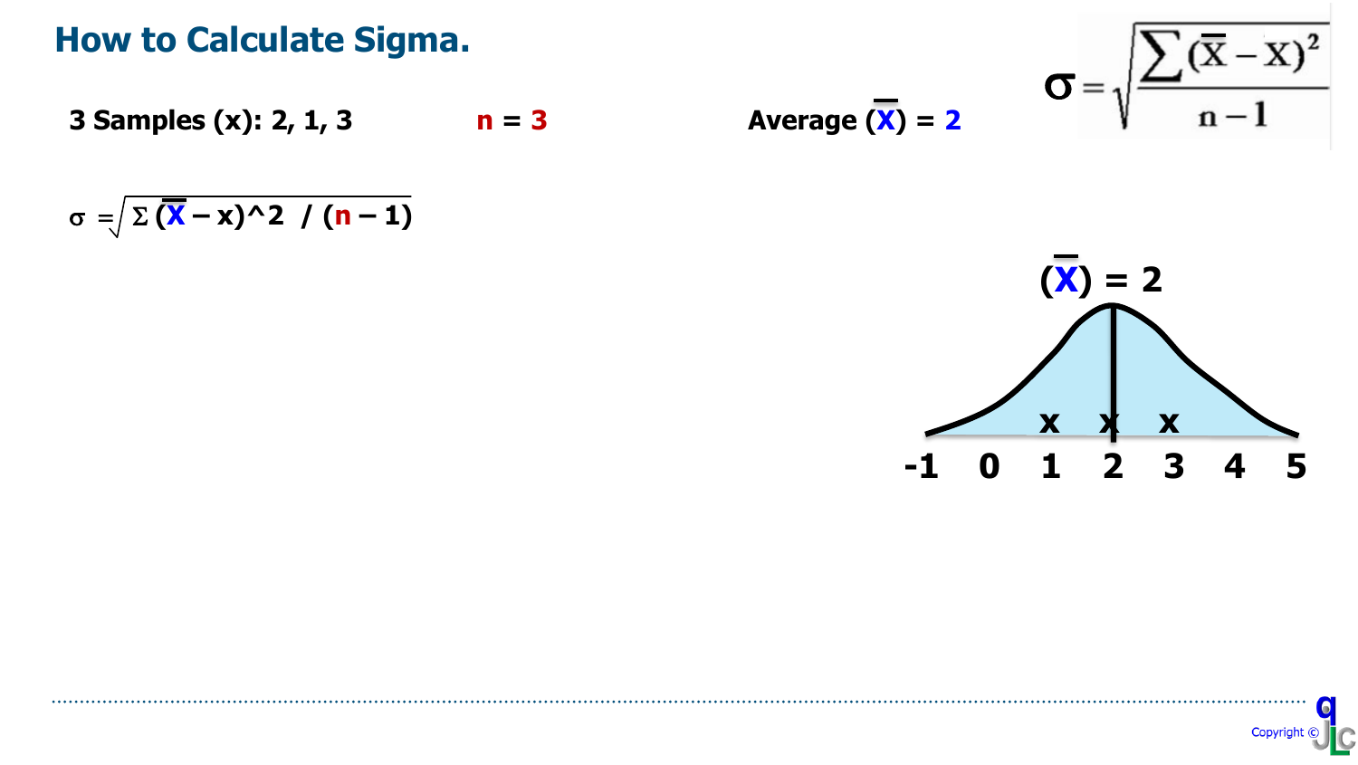# How to Calculate Sigma.

**3 Samples (x): 2, 1, 3** **n = 3** **Average ($\bar{X}$) = 2**

$$\sigma = \sqrt{\frac{\sum(\bar{X} - x)^2}{n-1}}$$

$\sigma = \sqrt{\Sigma (\bar{X} - x)^2 \;/\; (n - 1)}$

($\bar{X}$) = 2

x x x

-1 0 1 2 3 4 5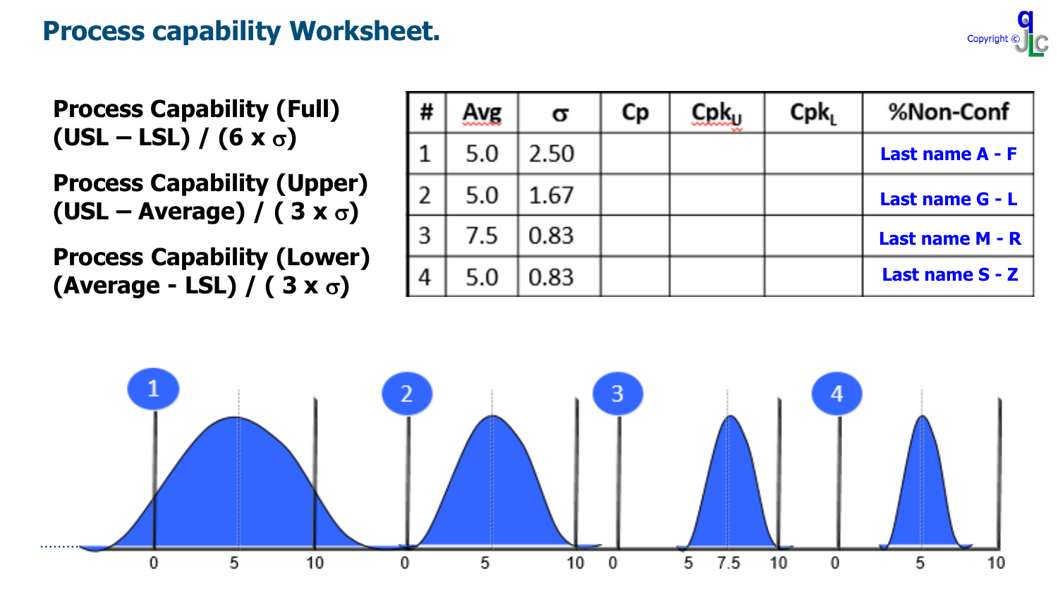# Process capability Worksheet.

Copyright © qJLC

**Process Capability (Full)**
**(USL – LSL) / (6 x $\sigma$)**

**Process Capability (Upper)**
**(USL – Average) / ( 3 x $\sigma$)**

**Process Capability (Lower)**
**(Average - LSL) / ( 3 x $\sigma$)**

| # | Avg | $\sigma$ | Cp | $Cpk_U$ | $Cpk_L$ | %Non-Conf |
|---|---|---|---|---|---|---|
| 1 | 5.0 | 2.50 | | | | **Last name A - F** |
| 2 | 5.0 | 1.67 | | | | **Last name G - L** |
| 3 | 7.5 | 0.83 | | | | **Last name M - R** |
| 4 | 5.0 | 0.83 | | | | **Last name S - Z** |

1: 0, 5, 10

2: 0, 5, 10

3: 0, 5, 7.5, 10

4: 0, 5, 10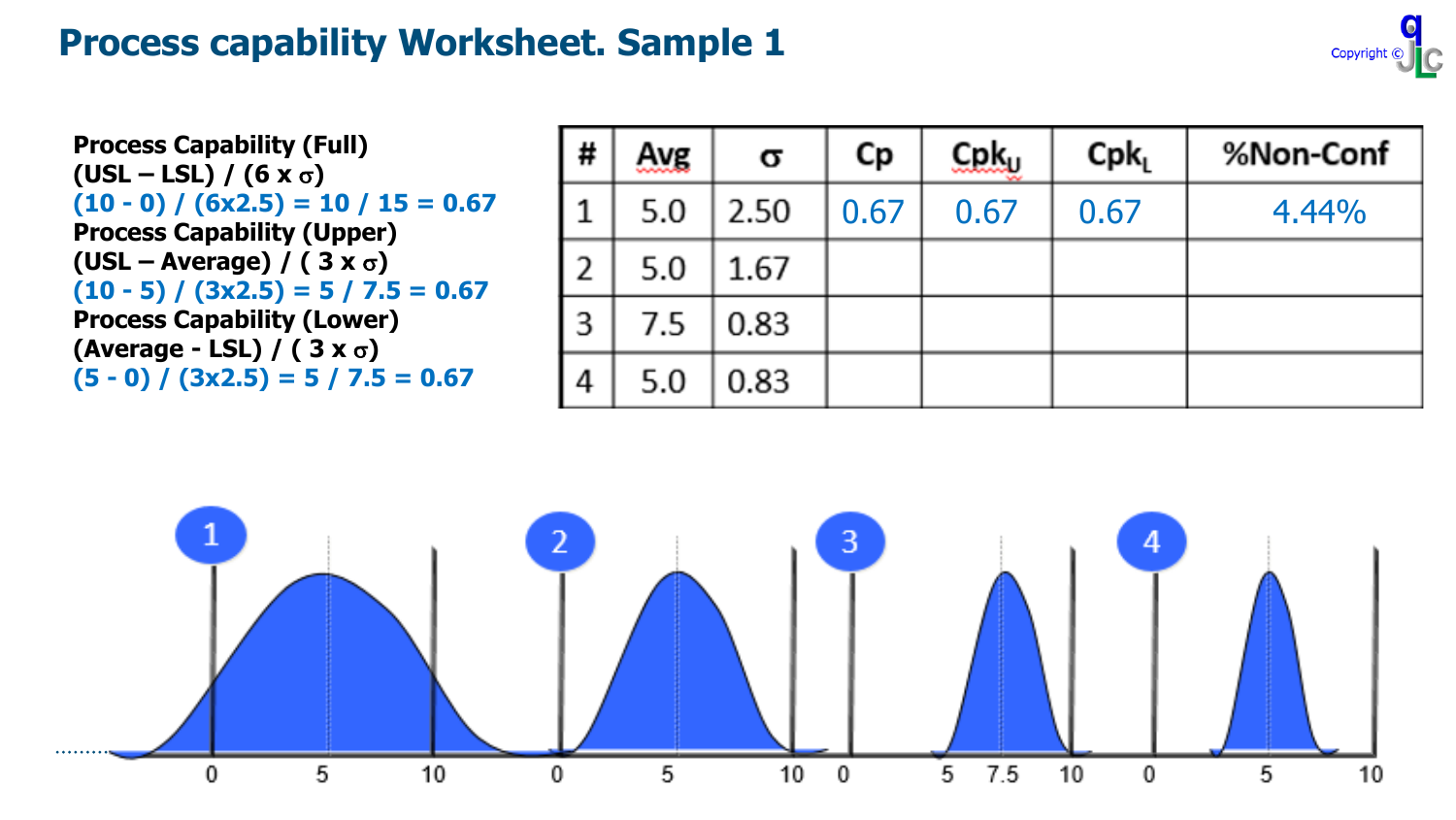# Process capability Worksheet. Sample 1

**Process Capability (Full)**
**(USL – LSL) / (6 x $\sigma$)**
**(10 - 0) / (6x2.5) = 10 / 15 = 0.67**
**Process Capability (Upper)**
**(USL – Average) / ( 3 x $\sigma$)**
**(10 - 5) / (3x2.5) = 5 / 7.5 = 0.67**
**Process Capability (Lower)**
**(Average - LSL) / ( 3 x $\sigma$)**
**(5 - 0) / (3x2.5) = 5 / 7.5 = 0.67**

| # | Avg | $\sigma$ | Cp | $Cpk_U$ | $Cpk_L$ | %Non-Conf |
|---|---|---|---|---|---|---|
| 1 | 5.0 | 2.50 | 0.67 | 0.67 | 0.67 | 4.44% |
| 2 | 5.0 | 1.67 | | | | |
| 3 | 7.5 | 0.83 | | | | |
| 4 | 5.0 | 0.83 | | | | |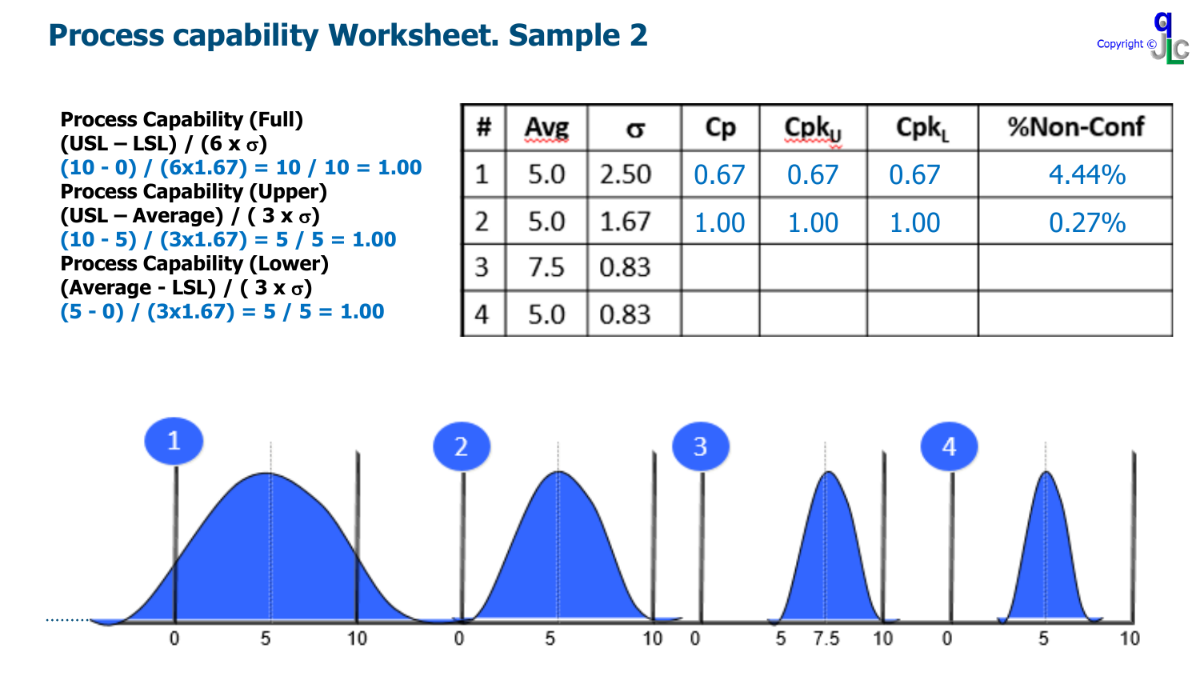# Process capability Worksheet. Sample 2

Copyright ©

**Process Capability (Full)**
**(USL – LSL) / (6 x $\sigma$)**
**(10 - 0) / (6x1.67) = 10 / 10 = 1.00**
**Process Capability (Upper)**
**(USL – Average) / ( 3 x $\sigma$)**
**(10 - 5) / (3x1.67) = 5 / 5 = 1.00**
**Process Capability (Lower)**
**(Average - LSL) / ( 3 x $\sigma$)**
**(5 - 0) / (3x1.67) = 5 / 5 = 1.00**

| # | Avg | $\sigma$ | Cp | $Cpk_U$ | $Cpk_L$ | %Non-Conf |
|---|---|---|---|---|---|---|
| 1 | 5.0 | 2.50 | 0.67 | 0.67 | 0.67 | 4.44% |
| 2 | 5.0 | 1.67 | 1.00 | 1.00 | 1.00 | 0.27% |
| 3 | 7.5 | 0.83 | | | | |
| 4 | 5.0 | 0.83 | | | | |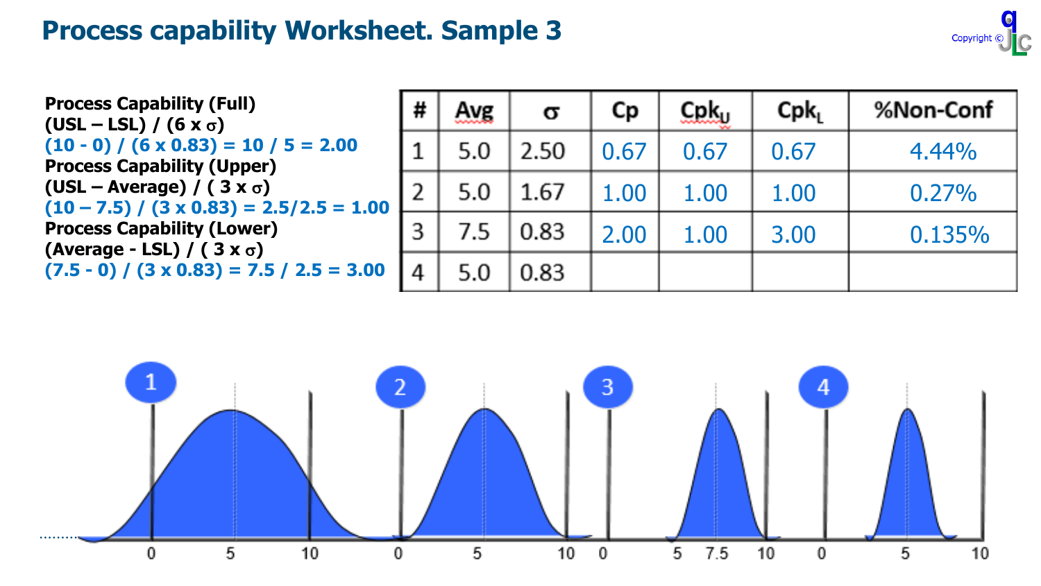# Process capability Worksheet. Sample 3

**Process Capability (Full)**
**(USL – LSL) / (6 x $\sigma$)**
**(10 - 0) / (6 x 0.83) = 10 / 5 = 2.00**
**Process Capability (Upper)**
**(USL – Average) / ( 3 x $\sigma$)**
**(10 – 7.5) / (3 x 0.83) = 2.5/2.5 = 1.00**
**Process Capability (Lower)**
**(Average - LSL) / ( 3 x $\sigma$)**
**(7.5 - 0) / (3 x 0.83) = 7.5 / 2.5 = 3.00**

| # | Avg | $\sigma$ | Cp | $Cpk_U$ | $Cpk_L$ | %Non-Conf |
|---|---|---|---|---|---|---|
| 1 | 5.0 | 2.50 | 0.67 | 0.67 | 0.67 | 4.44% |
| 2 | 5.0 | 1.67 | 1.00 | 1.00 | 1.00 | 0.27% |
| 3 | 7.5 | 0.83 | 2.00 | 1.00 | 3.00 | 0.135% |
| 4 | 5.0 | 0.83 | | | | |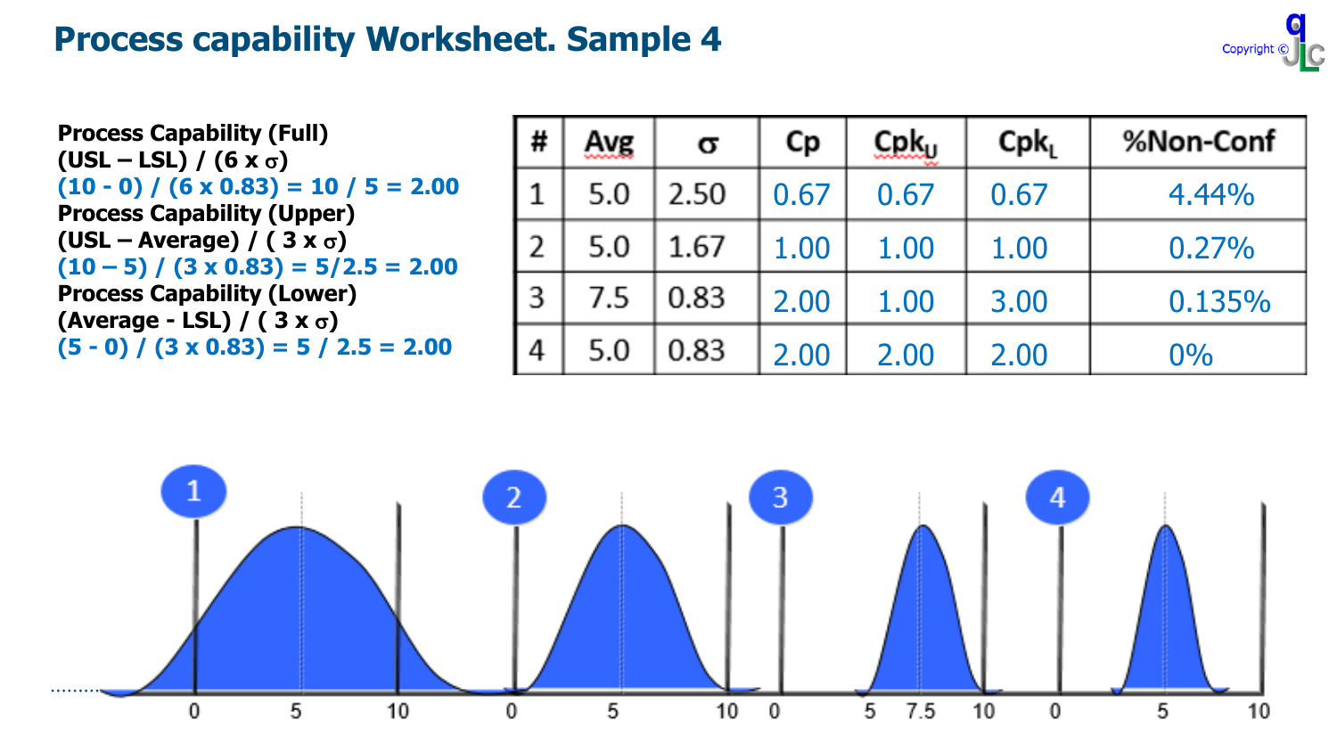# Process capability Worksheet. Sample 4

Copyright ©

**Process Capability (Full)**
**(USL – LSL) / (6 x $\sigma$)**
**(10 - 0) / (6 x 0.83) = 10 / 5 = 2.00**
**Process Capability (Upper)**
**(USL – Average) / ( 3 x $\sigma$)**
**(10 – 5) / (3 x 0.83) = 5/2.5 = 2.00**
**Process Capability (Lower)**
**(Average - LSL) / ( 3 x $\sigma$)**
**(5 - 0) / (3 x 0.83) = 5 / 2.5 = 2.00**

| # | Avg | $\sigma$ | Cp | $Cpk_U$ | $Cpk_L$ | %Non-Conf |
|---|---|---|---|---|---|---|
| 1 | 5.0 | 2.50 | 0.67 | 0.67 | 0.67 | 4.44% |
| 2 | 5.0 | 1.67 | 1.00 | 1.00 | 1.00 | 0.27% |
| 3 | 7.5 | 0.83 | 2.00 | 1.00 | 3.00 | 0.135% |
| 4 | 5.0 | 0.83 | 2.00 | 2.00 | 2.00 | 0% |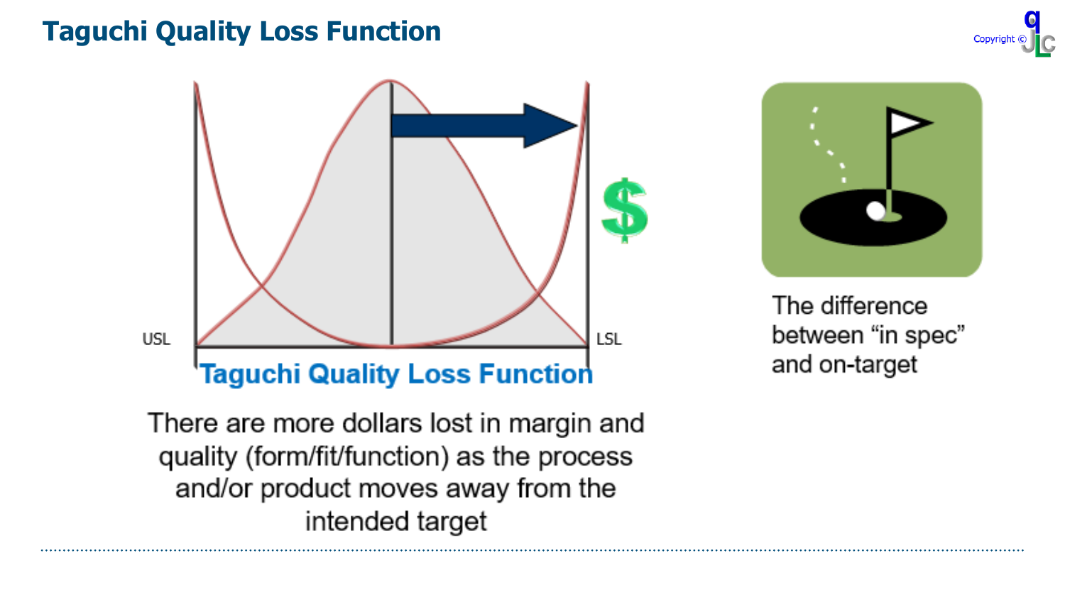# Taguchi Quality Loss Function

USL

LSL

**Taguchi Quality Loss Function**

There are more dollars lost in margin and quality (form/fit/function) as the process and/or product moves away from the intended target

The difference between “in spec” and on-target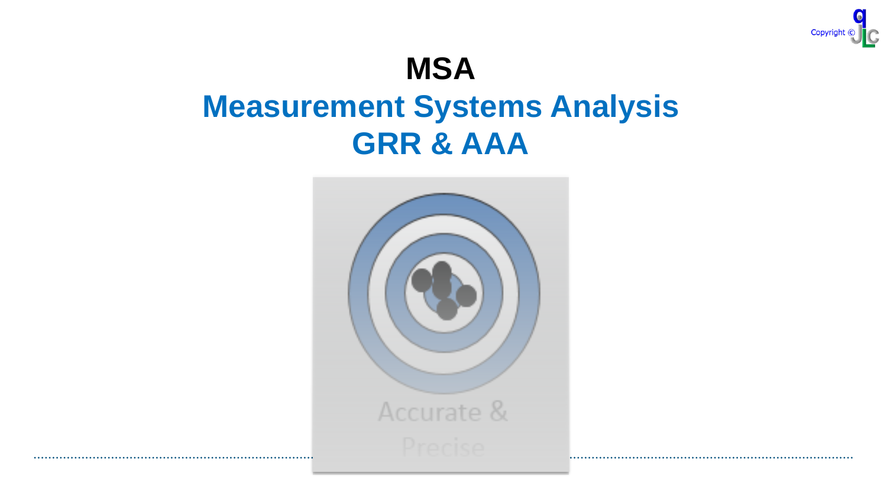# MSA

## Measurement Systems Analysis

## GRR & AAA

Accurate & Precise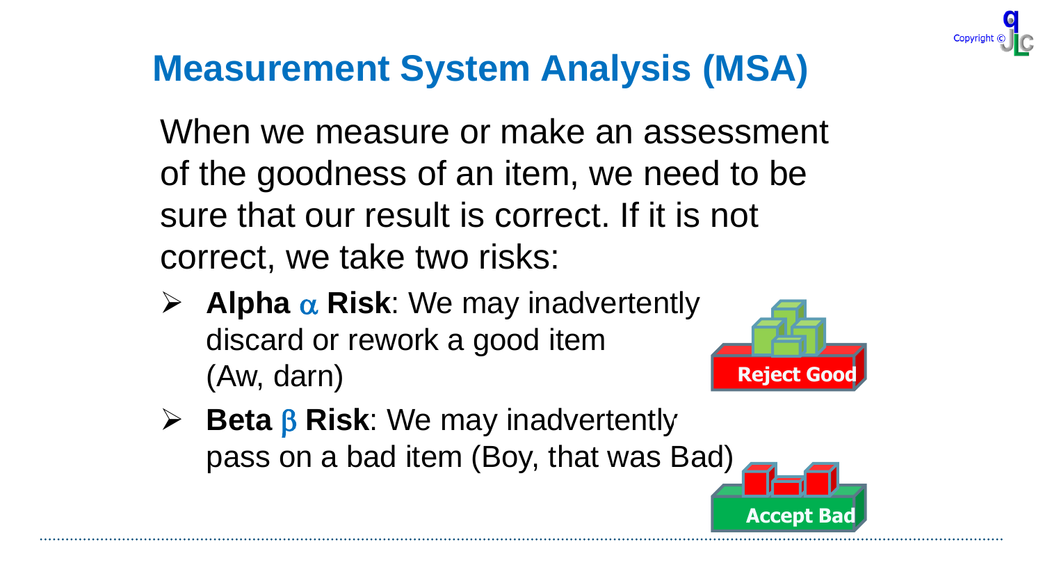# Measurement System Analysis (MSA)

When we measure or make an assessment of the goodness of an item, we need to be sure that our result is correct. If it is not correct, we take two risks:

- **Alpha $\alpha$ Risk**: We may inadvertently discard or rework a good item (Aw, darn)

Reject Good

- **Beta $\beta$ Risk**: We may inadvertently pass on a bad item (Boy, that was Bad)

Accept Bad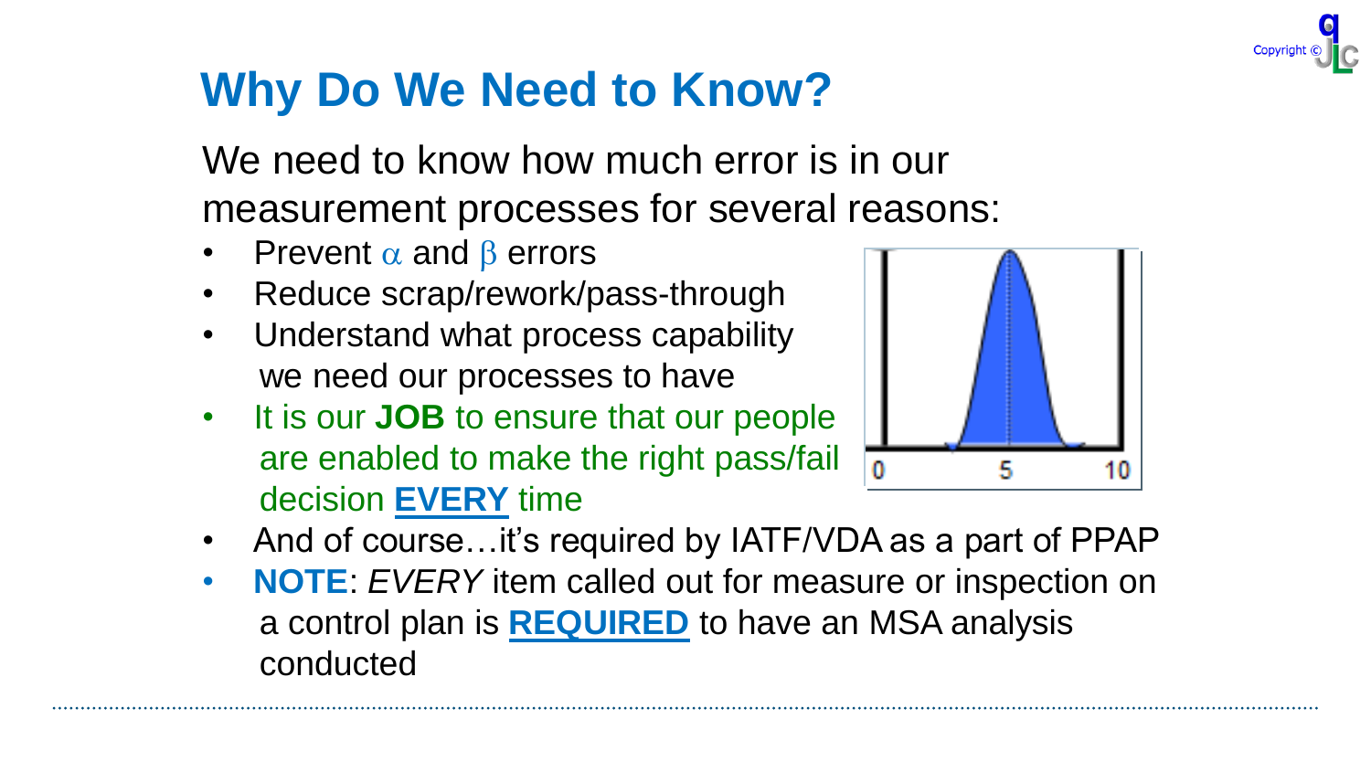# Why Do We Need to Know?

We need to know how much error is in our measurement processes for several reasons:

- Prevent $\alpha$ and $\beta$ errors
- Reduce scrap/rework/pass-through
- Understand what process capability we need our processes to have
- It is our **JOB** to ensure that our people are enabled to make the right pass/fail decision **EVERY** time
- And of course…it's required by IATF/VDA as a part of PPAP
- **NOTE**: *EVERY* item called out for measure or inspection on a control plan is **REQUIRED** to have an MSA analysis conducted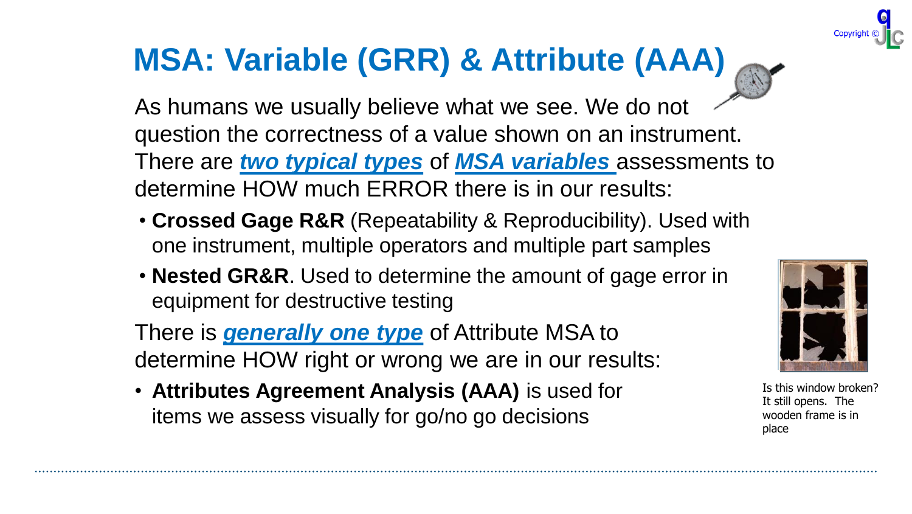# MSA: Variable (GRR) & Attribute (AAA)

As humans we usually believe what we see. We do not question the correctness of a value shown on an instrument. There are ***two typical types*** of ***MSA variables*** assessments to determine HOW much ERROR there is in our results:

- **Crossed Gage R&R** (Repeatability & Reproducibility). Used with one instrument, multiple operators and multiple part samples
- **Nested GR&R**. Used to determine the amount of gage error in equipment for destructive testing

There is ***generally one type*** of Attribute MSA to determine HOW right or wrong we are in our results:

- **Attributes Agreement Analysis (AAA)** is used for items we assess visually for go/no go decisions

Is this window broken? It still opens. The wooden frame is in place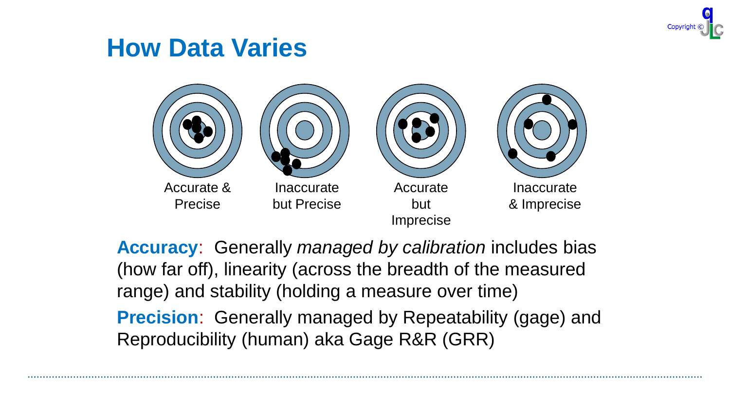# How Data Varies

Accurate & Precise

Inaccurate but Precise

Accurate but Imprecise

Inaccurate & Imprecise

**Accuracy**: Generally *managed by calibration* includes bias (how far off), linearity (across the breadth of the measured range) and stability (holding a measure over time)

**Precision**: Generally managed by Repeatability (gage) and Reproducibility (human) aka Gage R&R (GRR)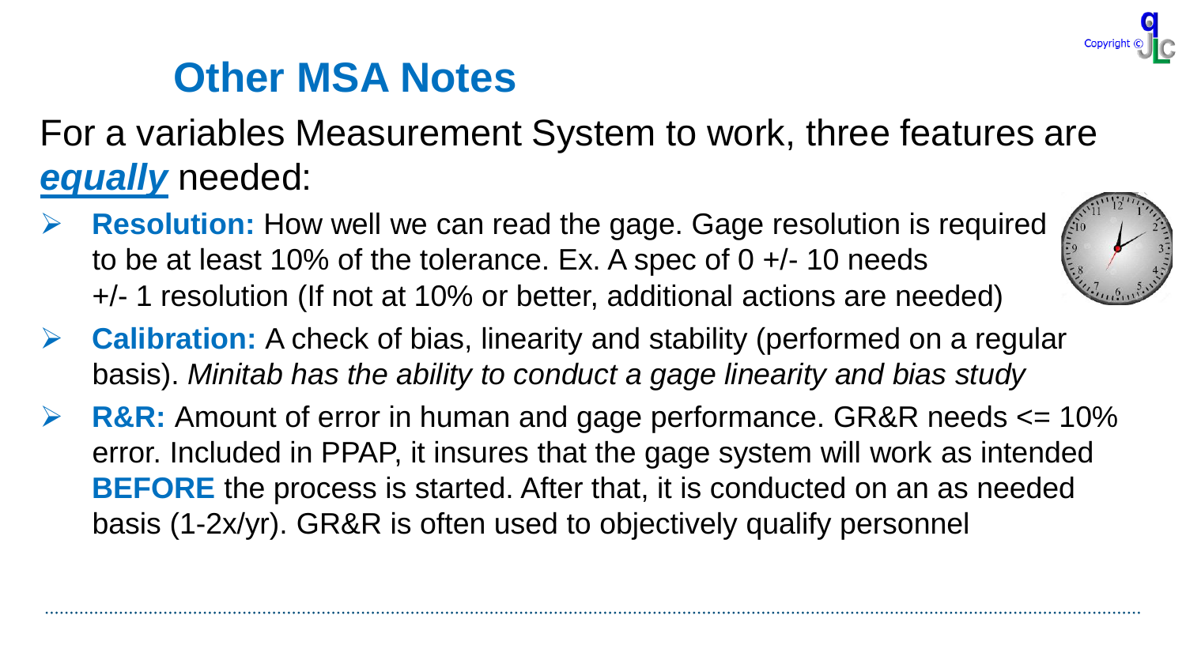# Other MSA Notes

For a variables Measurement System to work, three features are ***equally*** needed:

- **Resolution:** How well we can read the gage. Gage resolution is required to be at least 10% of the tolerance. Ex. A spec of 0 +/- 10 needs +/- 1 resolution (If not at 10% or better, additional actions are needed)
- **Calibration:** A check of bias, linearity and stability (performed on a regular basis). *Minitab has the ability to conduct a gage linearity and bias study*
- **R&R:** Amount of error in human and gage performance. GR&R needs <= 10% error. Included in PPAP, it insures that the gage system will work as intended **BEFORE** the process is started. After that, it is conducted on an as needed basis (1-2x/yr). GR&R is often used to objectively qualify personnel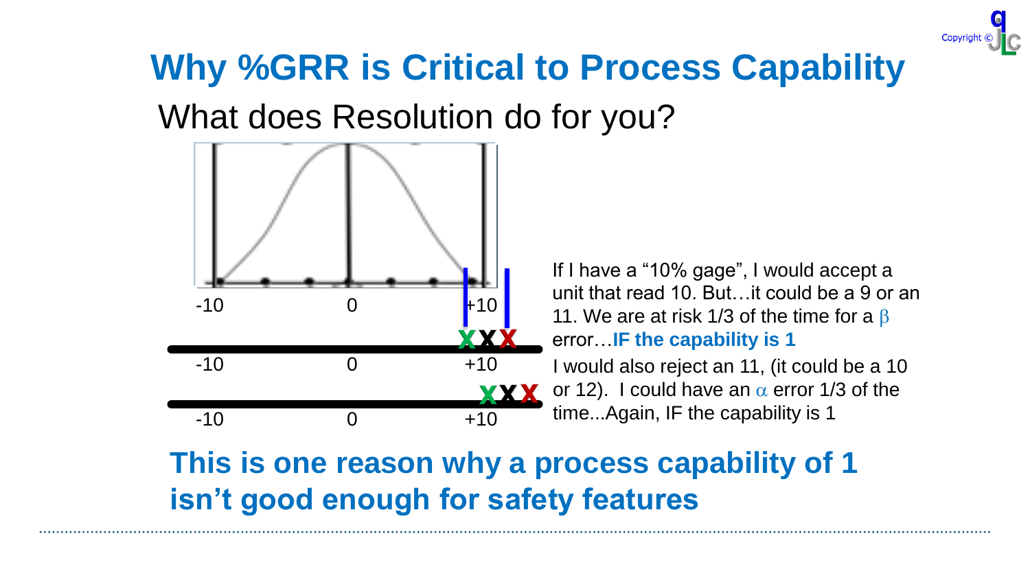# Why %GRR is Critical to Process Capability

## What does Resolution do for you?

-10 0 +10

-10 0 +10

-10 0 +10

If I have a "10% gage", I would accept a unit that read 10. But…it could be a 9 or an 11. We are at risk 1/3 of the time for a $\beta$ error…**IF the capability is 1**

I would also reject an 11, (it could be a 10 or 12). I could have an $\alpha$ error 1/3 of the time...Again, IF the capability is 1

**This is one reason why a process capability of 1 isn't good enough for safety features**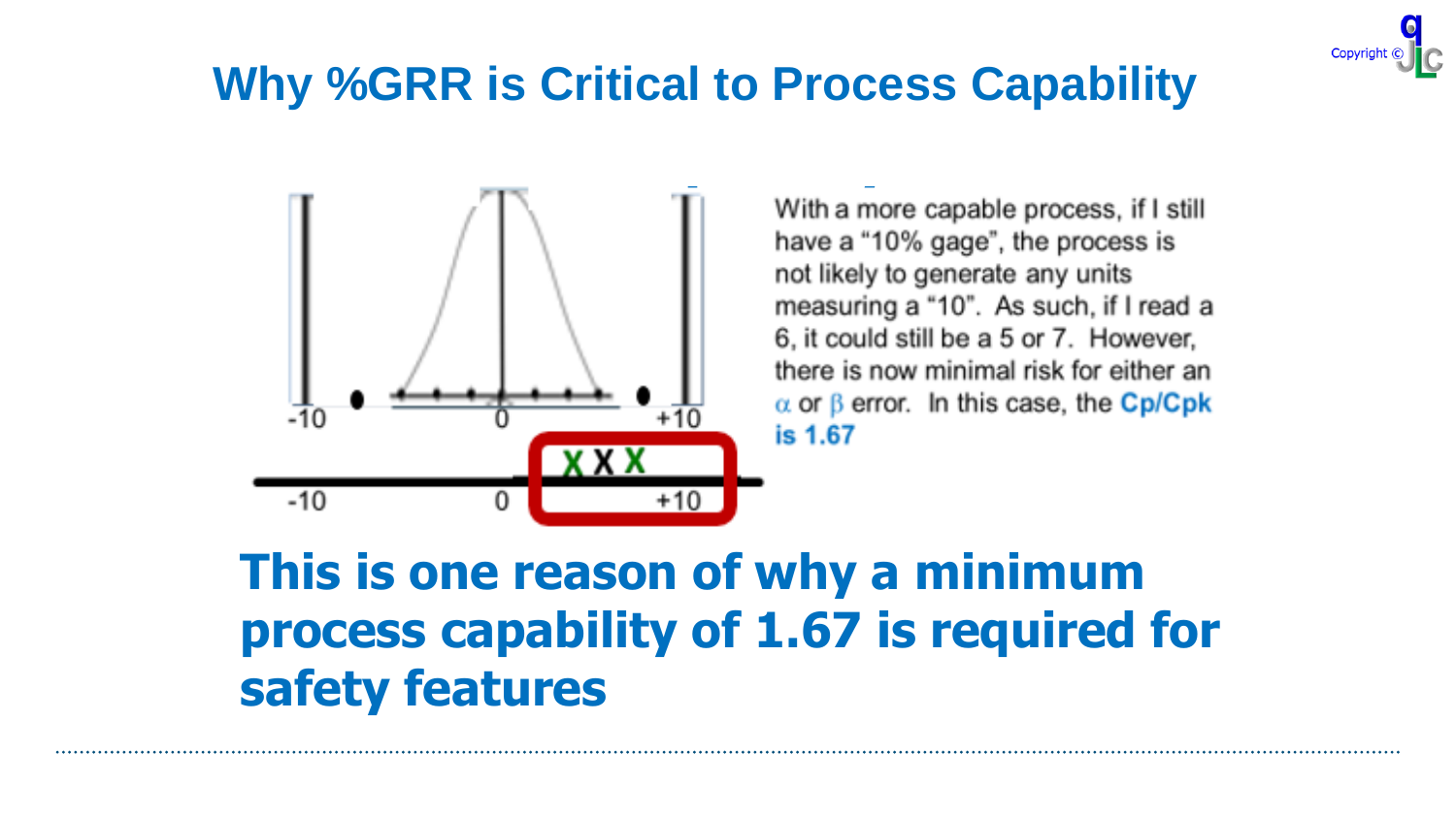# Why %GRR is Critical to Process Capability

-10 0 +10

X X X

-10 0 +10

With a more capable process, if I still have a "10% gage", the process is not likely to generate any units measuring a "10". As such, if I read a 6, it could still be a 5 or 7. However, there is now minimal risk for either an $\alpha$ or $\beta$ error. In this case, the **Cp/Cpk is 1.67**

**This is one reason of why a minimum process capability of 1.67 is required for safety features**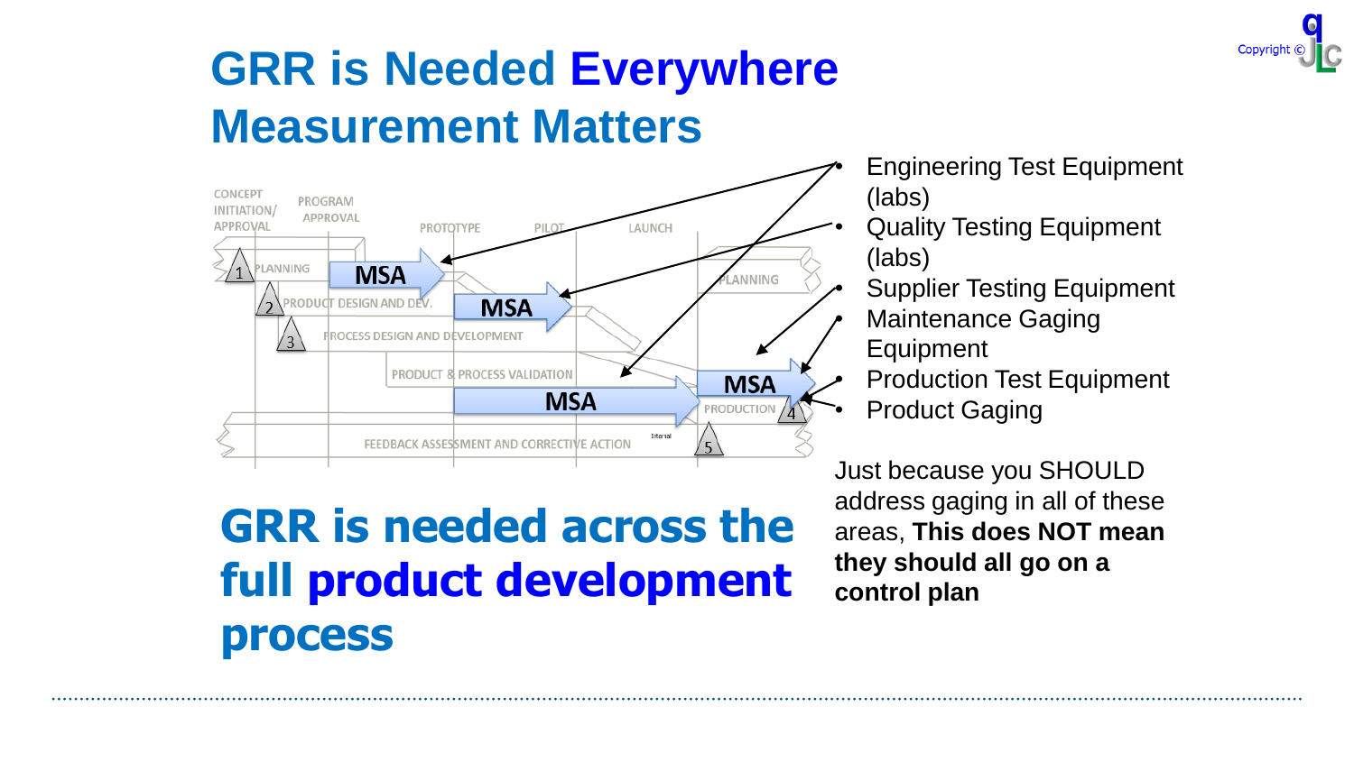# GRR is Needed Everywhere Measurement Matters

- Engineering Test Equipment (labs)
- Quality Testing Equipment (labs)
- Supplier Testing Equipment
- Maintenance Gaging Equipment
- Production Test Equipment
- Product Gaging

## GRR is needed across the full product development process

Just because you SHOULD address gaging in all of these areas, **This does NOT mean they should all go on a control plan**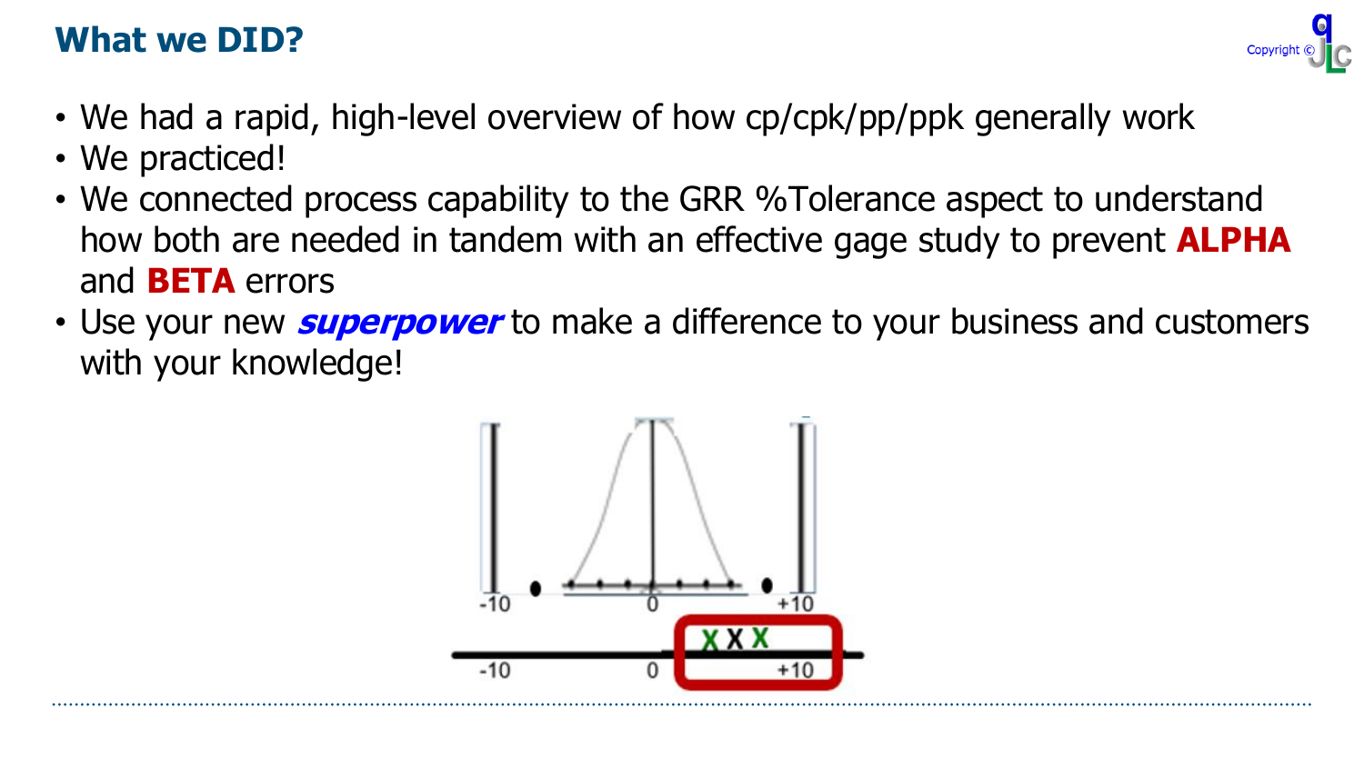## What we DID?

- We had a rapid, high-level overview of how cp/cpk/pp/ppk generally work
- We practiced!
- We connected process capability to the GRR %Tolerance aspect to understand how both are needed in tandem with an effective gage study to prevent **ALPHA** and **BETA** errors
- Use your new ***superpower*** to make a difference to your business and customers with your knowledge!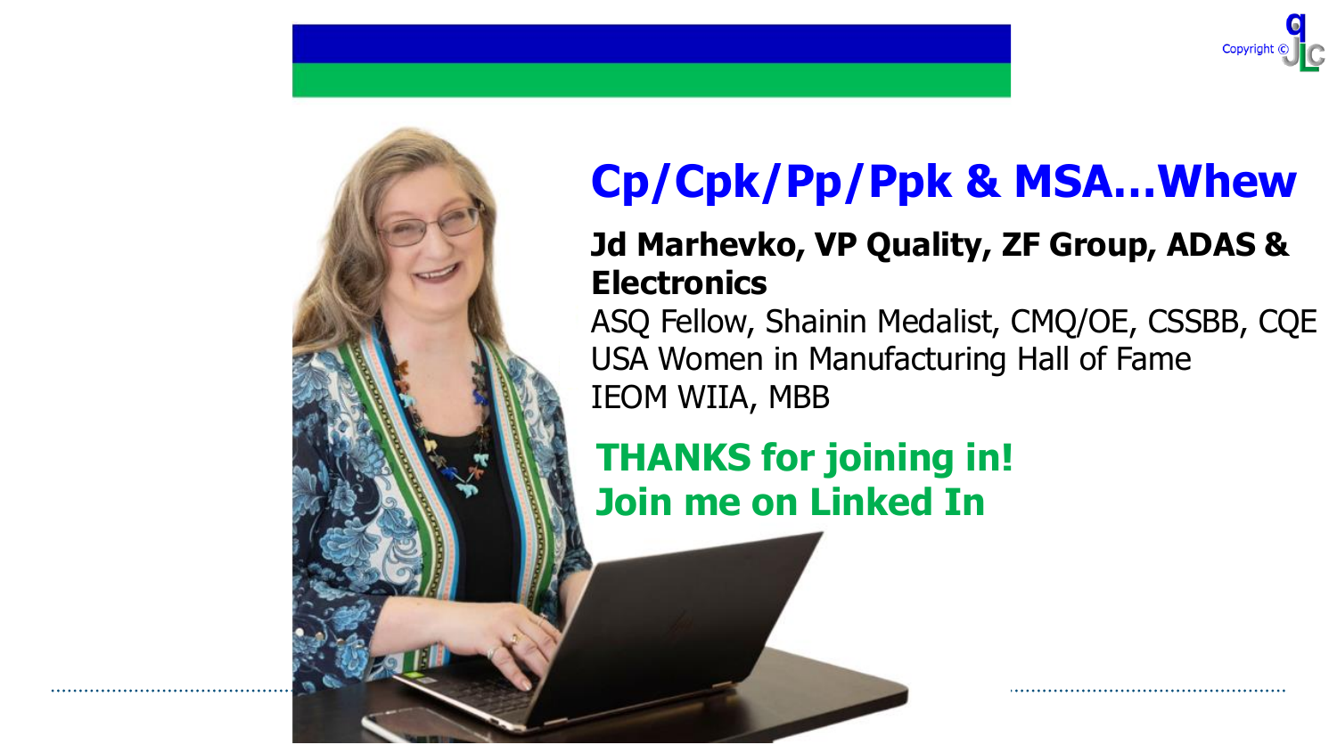# Cp/Cpk/Pp/Ppk & MSA…Whew

**Jd Marhevko, VP Quality, ZF Group, ADAS & Electronics**

ASQ Fellow, Shainin Medalist, CMQ/OE, CSSBB, CQE
USA Women in Manufacturing Hall of Fame
IEOM WIIA, MBB

**THANKS for joining in!**
**Join me on Linked In**

Copyright ©